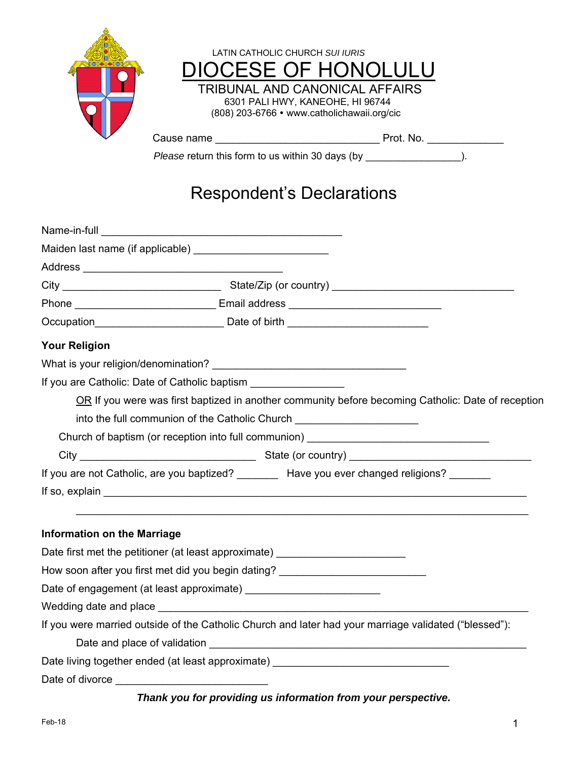LATIN CATHOLIC CHURCH *SUI IURIS*

# DIOCESE OF HONOLULU

TRIBUNAL AND CANONICAL AFFAIRS
6301 PALI HWY, KANEOHE, HI 96744
(808) 203-6766 • www.catholichawaii.org/cic

Cause name ____________________________ Prot. No. _____________

*Please* return this form to us within 30 days (by ________________).

## Respondent's Declarations

Name-in-full ___________________________________________

Maiden last name (if applicable) ________________________

Address ___________________________________

City ____________________________ State/Zip (or country) ________________________________

Phone ________________________ Email address ___________________________

Occupation______________________ Date of birth ________________________

**Your Religion**

What is your religion/denomination? _________________________________

If you are Catholic: Date of Catholic baptism ________________

OR If you were was first baptized in another community before becoming Catholic: Date of reception into the full communion of the Catholic Church _____________________

Church of baptism (or reception into full communion) ________________________________

City _______________________________ State (or country) ________________________________

If you are not Catholic, are you baptized? _______ Have you ever changed religions? _______

If so, explain ___________________________________________________________________________

___________________________________________________________________________

**Information on the Marriage**

Date first met the petitioner (at least approximate) ______________________

How soon after you first met did you begin dating? _________________________

Date of engagement (at least approximate) _______________________

Wedding date and place ______________________________________________________________

If you were married outside of the Catholic Church and later had your marriage validated ("blessed"):

Date and place of validation _______________________________________________________

Date living together ended (at least approximate) _______________________________

Date of divorce __________________________

***Thank you for providing us information from your perspective.***

Feb-18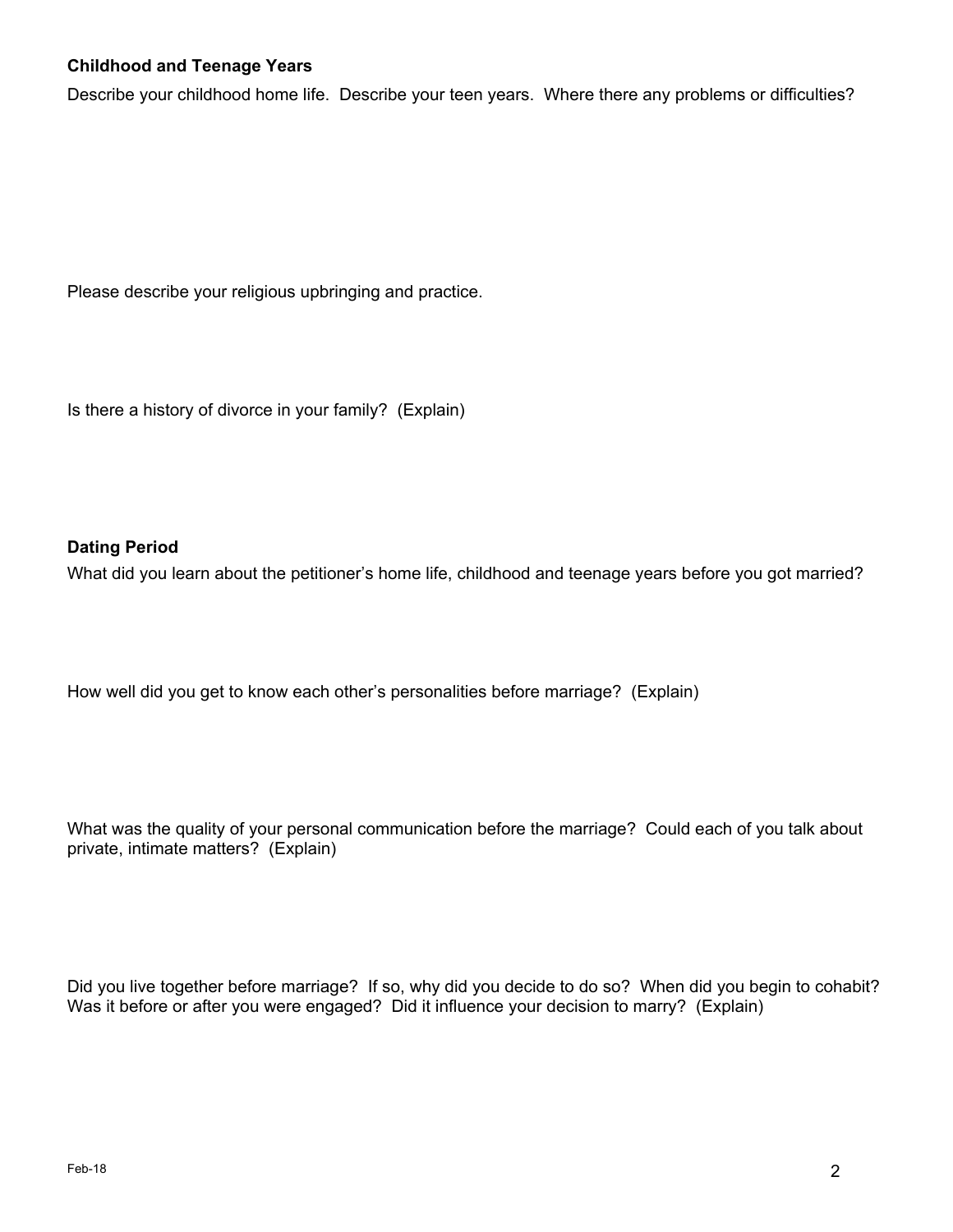**Childhood and Teenage Years**

Describe your childhood home life. Describe your teen years. Where there any problems or difficulties?

Please describe your religious upbringing and practice.

Is there a history of divorce in your family? (Explain)

**Dating Period**

What did you learn about the petitioner's home life, childhood and teenage years before you got married?

How well did you get to know each other's personalities before marriage? (Explain)

What was the quality of your personal communication before the marriage? Could each of you talk about private, intimate matters? (Explain)

Did you live together before marriage? If so, why did you decide to do so? When did you begin to cohabit? Was it before or after you were engaged? Did it influence your decision to marry? (Explain)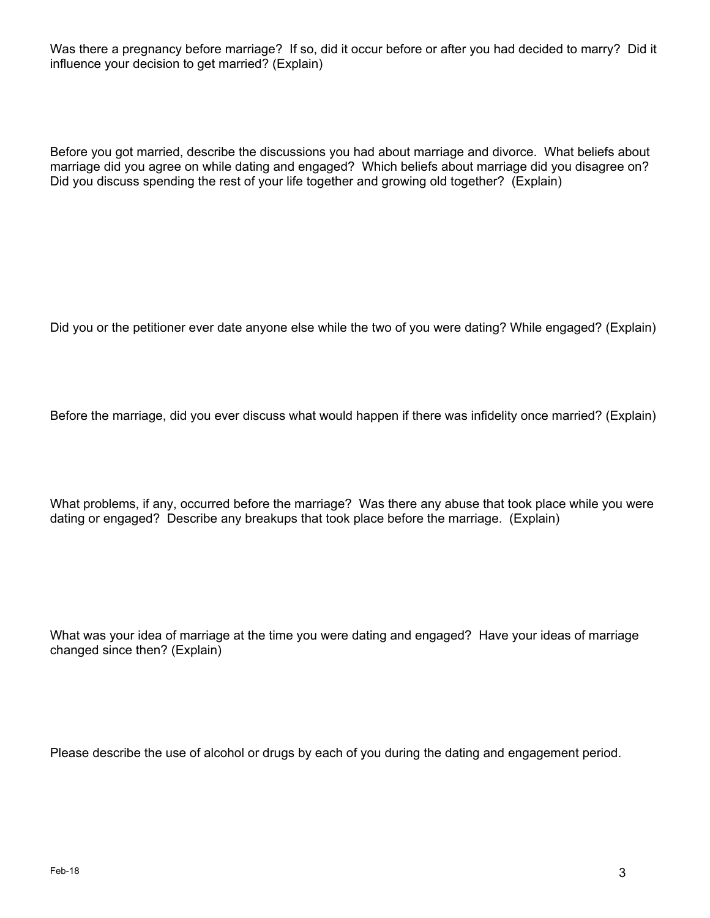Was there a pregnancy before marriage? If so, did it occur before or after you had decided to marry? Did it influence your decision to get married? (Explain)

Before you got married, describe the discussions you had about marriage and divorce. What beliefs about marriage did you agree on while dating and engaged? Which beliefs about marriage did you disagree on? Did you discuss spending the rest of your life together and growing old together? (Explain)

Did you or the petitioner ever date anyone else while the two of you were dating? While engaged? (Explain)

Before the marriage, did you ever discuss what would happen if there was infidelity once married? (Explain)

What problems, if any, occurred before the marriage? Was there any abuse that took place while you were dating or engaged? Describe any breakups that took place before the marriage. (Explain)

What was your idea of marriage at the time you were dating and engaged? Have your ideas of marriage changed since then? (Explain)

Please describe the use of alcohol or drugs by each of you during the dating and engagement period.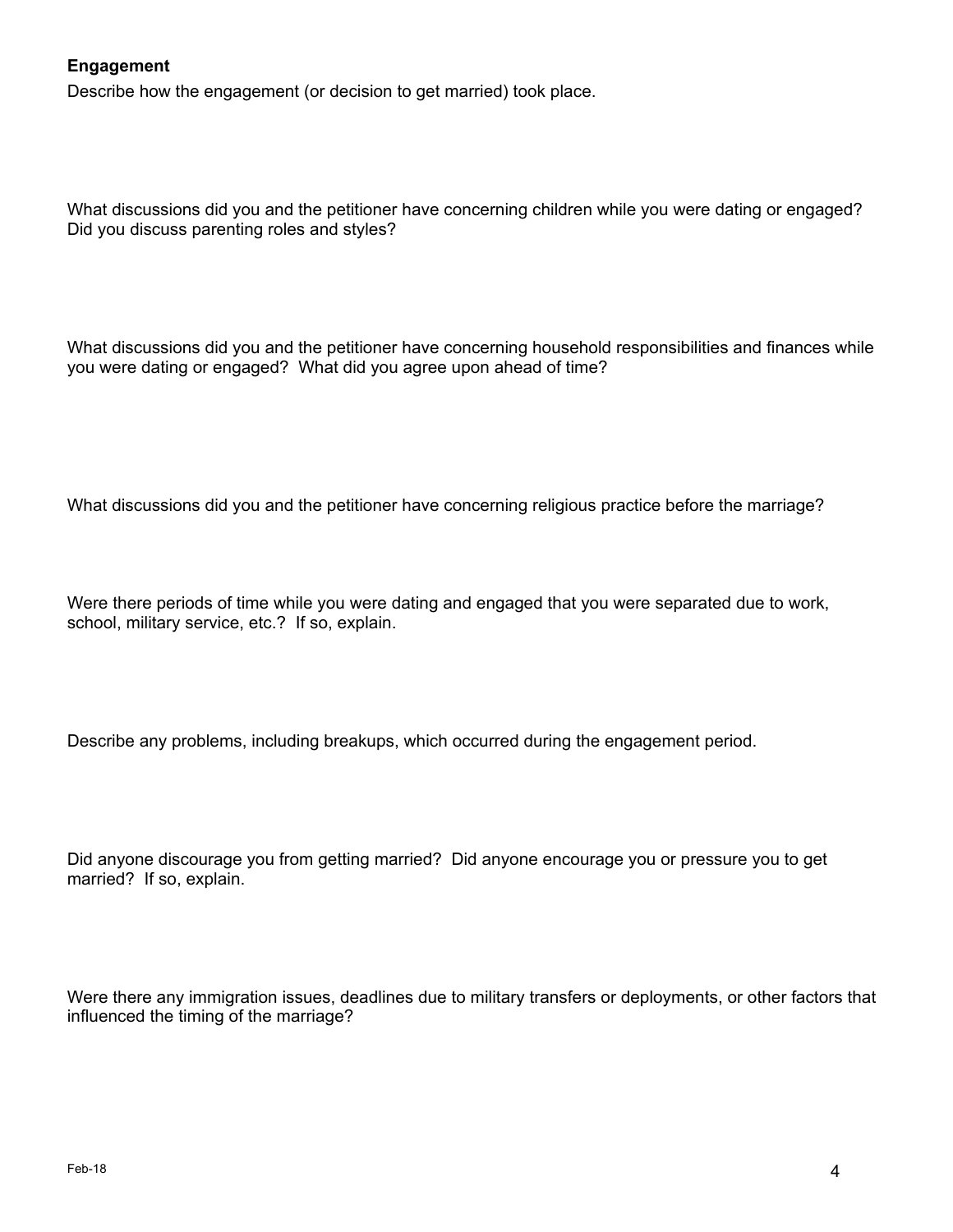**Engagement**

Describe how the engagement (or decision to get married) took place.

What discussions did you and the petitioner have concerning children while you were dating or engaged? Did you discuss parenting roles and styles?

What discussions did you and the petitioner have concerning household responsibilities and finances while you were dating or engaged? What did you agree upon ahead of time?

What discussions did you and the petitioner have concerning religious practice before the marriage?

Were there periods of time while you were dating and engaged that you were separated due to work, school, military service, etc.? If so, explain.

Describe any problems, including breakups, which occurred during the engagement period.

Did anyone discourage you from getting married? Did anyone encourage you or pressure you to get married? If so, explain.

Were there any immigration issues, deadlines due to military transfers or deployments, or other factors that influenced the timing of the marriage?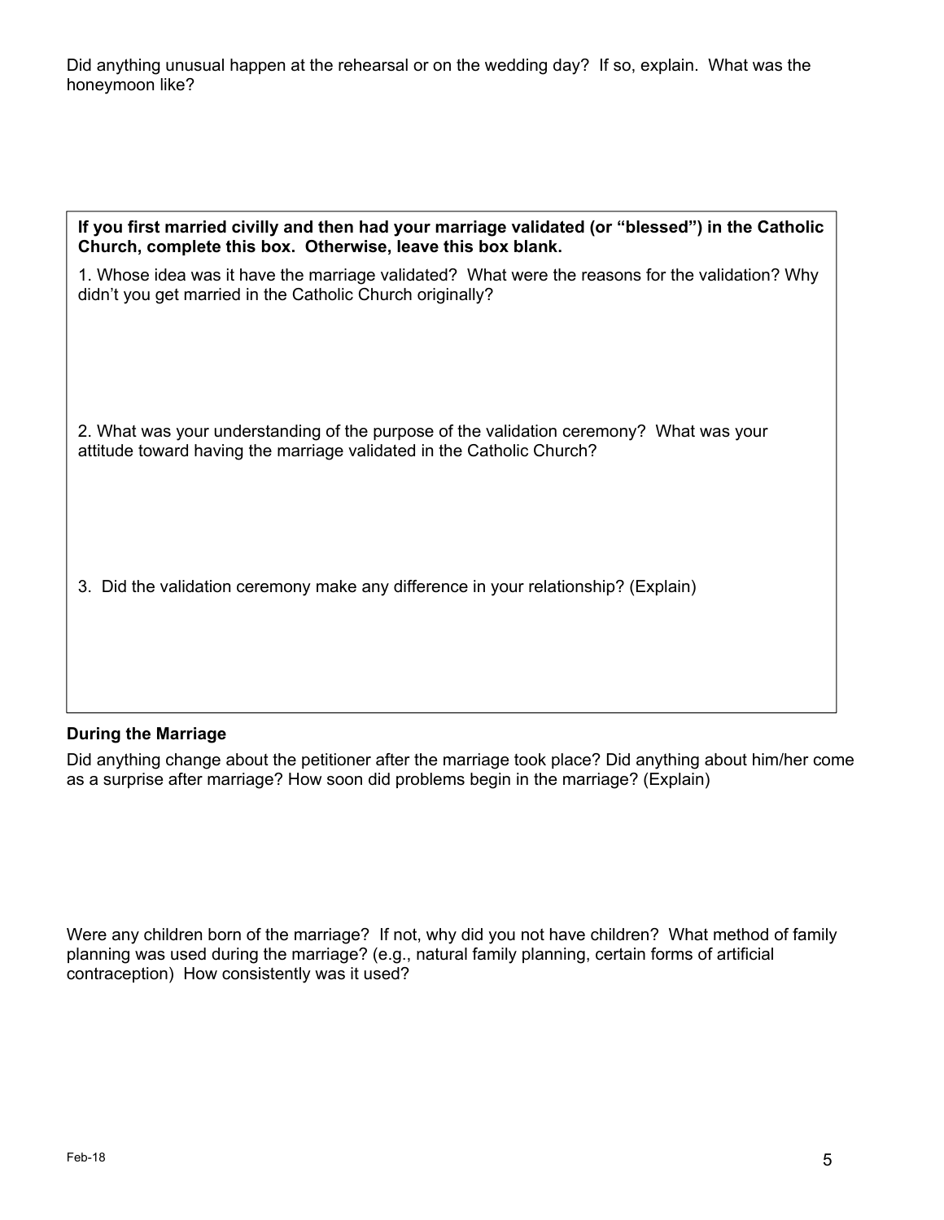Did anything unusual happen at the rehearsal or on the wedding day? If so, explain. What was the honeymoon like?

**If you first married civilly and then had your marriage validated (or "blessed") in the Catholic Church, complete this box. Otherwise, leave this box blank.**

1. Whose idea was it have the marriage validated? What were the reasons for the validation? Why didn't you get married in the Catholic Church originally?

2. What was your understanding of the purpose of the validation ceremony? What was your attitude toward having the marriage validated in the Catholic Church?

3. Did the validation ceremony make any difference in your relationship? (Explain)

**During the Marriage**

Did anything change about the petitioner after the marriage took place? Did anything about him/her come as a surprise after marriage? How soon did problems begin in the marriage? (Explain)

Were any children born of the marriage? If not, why did you not have children? What method of family planning was used during the marriage? (e.g., natural family planning, certain forms of artificial contraception) How consistently was it used?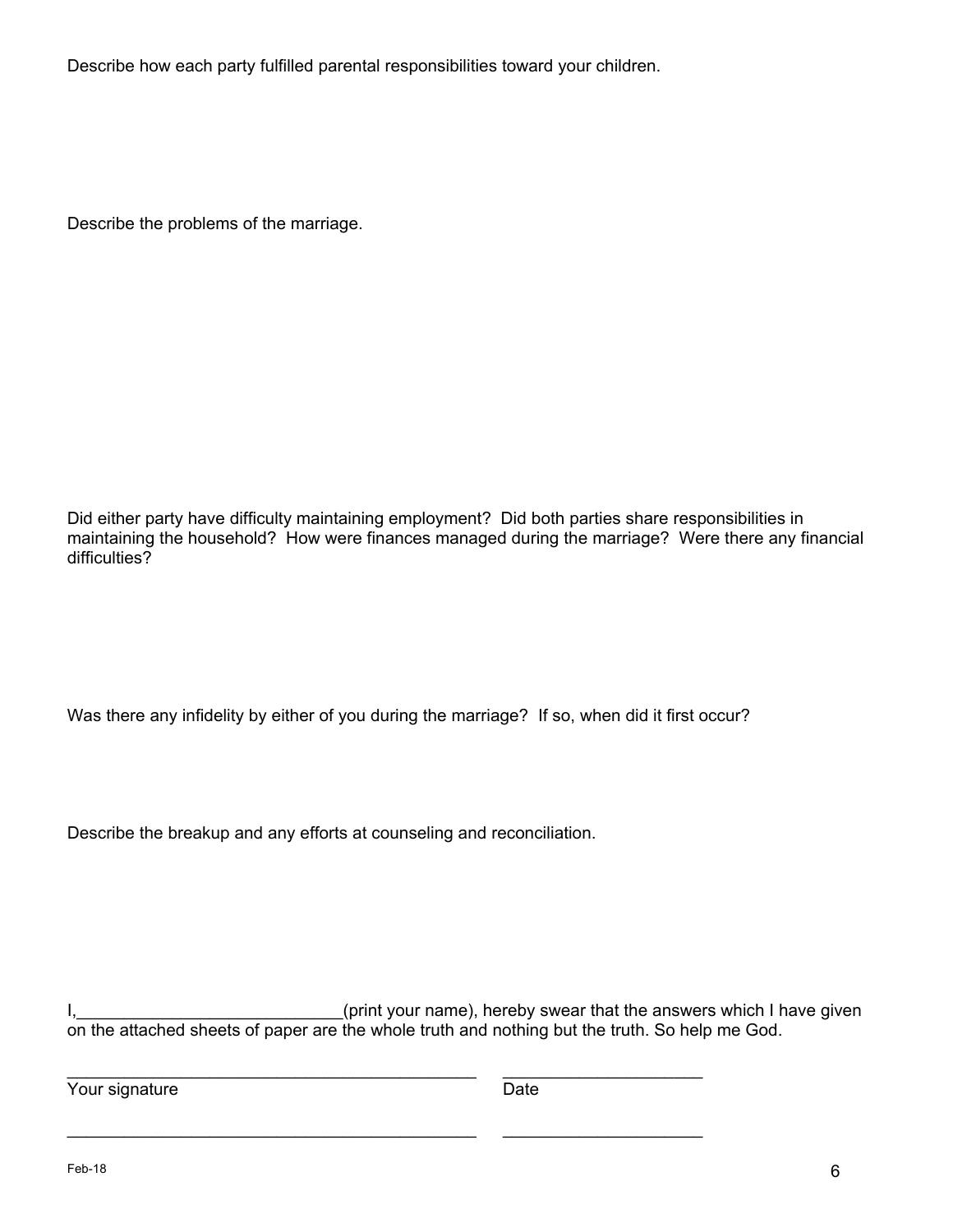Describe how each party fulfilled parental responsibilities toward your children.

Describe the problems of the marriage.

Did either party have difficulty maintaining employment? Did both parties share responsibilities in maintaining the household? How were finances managed during the marriage? Were there any financial difficulties?

Was there any infidelity by either of you during the marriage? If so, when did it first occur?

Describe the breakup and any efforts at counseling and reconciliation.

I,____________________________(print your name), hereby swear that the answers which I have given on the attached sheets of paper are the whole truth and nothing but the truth. So help me God.

_____________________________________________ _____________________

Your signature Date

_____________________________________________ _____________________

Feb-18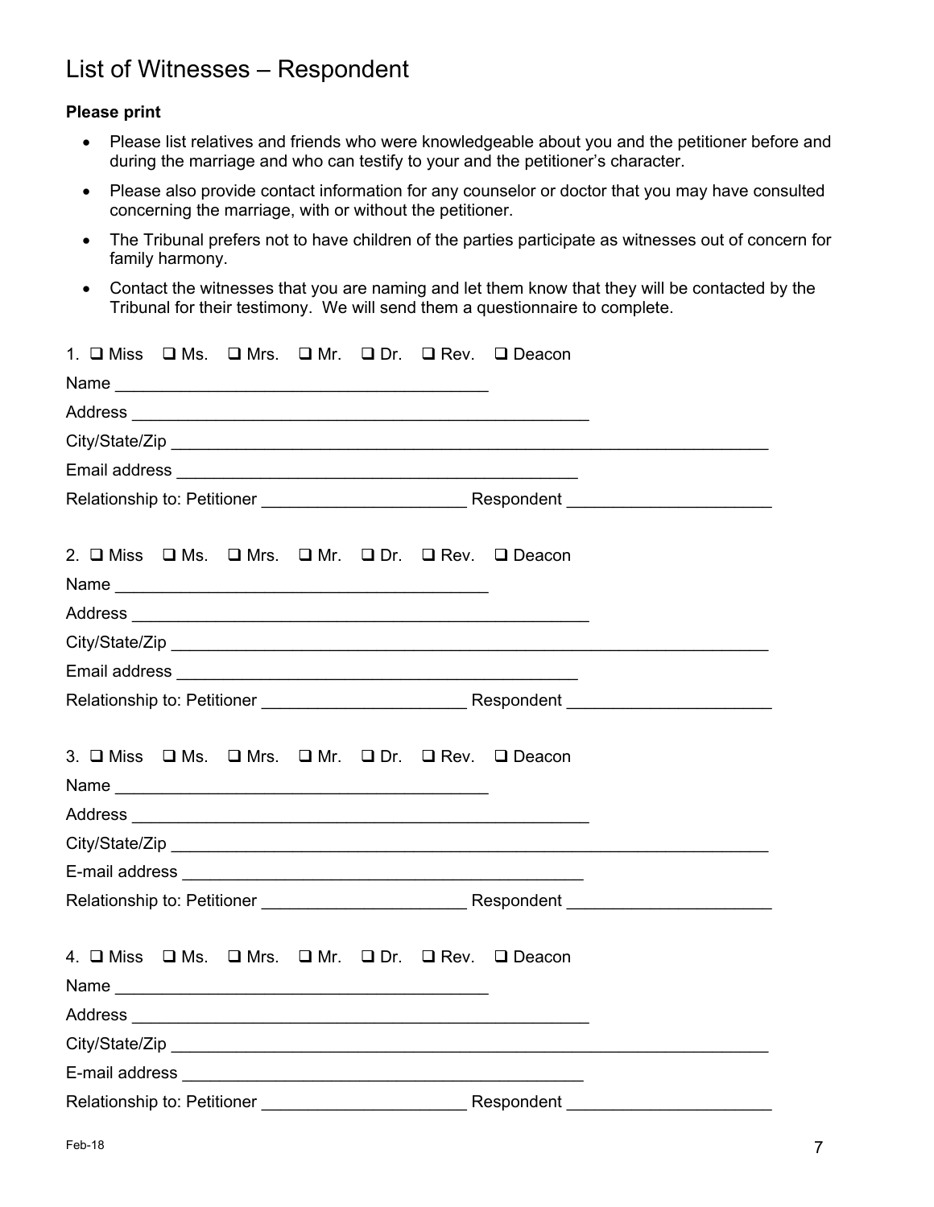# List of Witnesses – Respondent

**Please print**

- Please list relatives and friends who were knowledgeable about you and the petitioner before and during the marriage and who can testify to your and the petitioner's character.
- Please also provide contact information for any counselor or doctor that you may have consulted concerning the marriage, with or without the petitioner.
- The Tribunal prefers not to have children of the parties participate as witnesses out of concern for family harmony.
- Contact the witnesses that you are naming and let them know that they will be contacted by the Tribunal for their testimony. We will send them a questionnaire to complete.

1. ❑ Miss ❑ Ms. ❑ Mrs. ❑ Mr. ❑ Dr. ❑ Rev. ❑ Deacon

Name ________________________________________

Address __________________________________________________

City/State/Zip _________________________________________________________________

Email address ____________________________________________

Relationship to: Petitioner ______________________ Respondent ______________________

2. ❑ Miss ❑ Ms. ❑ Mrs. ❑ Mr. ❑ Dr. ❑ Rev. ❑ Deacon

Name ________________________________________

Address __________________________________________________

City/State/Zip _________________________________________________________________

Email address ____________________________________________

Relationship to: Petitioner ______________________ Respondent ______________________

3. ❑ Miss ❑ Ms. ❑ Mrs. ❑ Mr. ❑ Dr. ❑ Rev. ❑ Deacon

Name ________________________________________

Address __________________________________________________

City/State/Zip _________________________________________________________________

E-mail address ____________________________________________

Relationship to: Petitioner ______________________ Respondent ______________________

4. ❑ Miss ❑ Ms. ❑ Mrs. ❑ Mr. ❑ Dr. ❑ Rev. ❑ Deacon

Name ________________________________________

Address __________________________________________________

City/State/Zip _________________________________________________________________

E-mail address ____________________________________________

Relationship to: Petitioner ______________________ Respondent ______________________

Feb-18